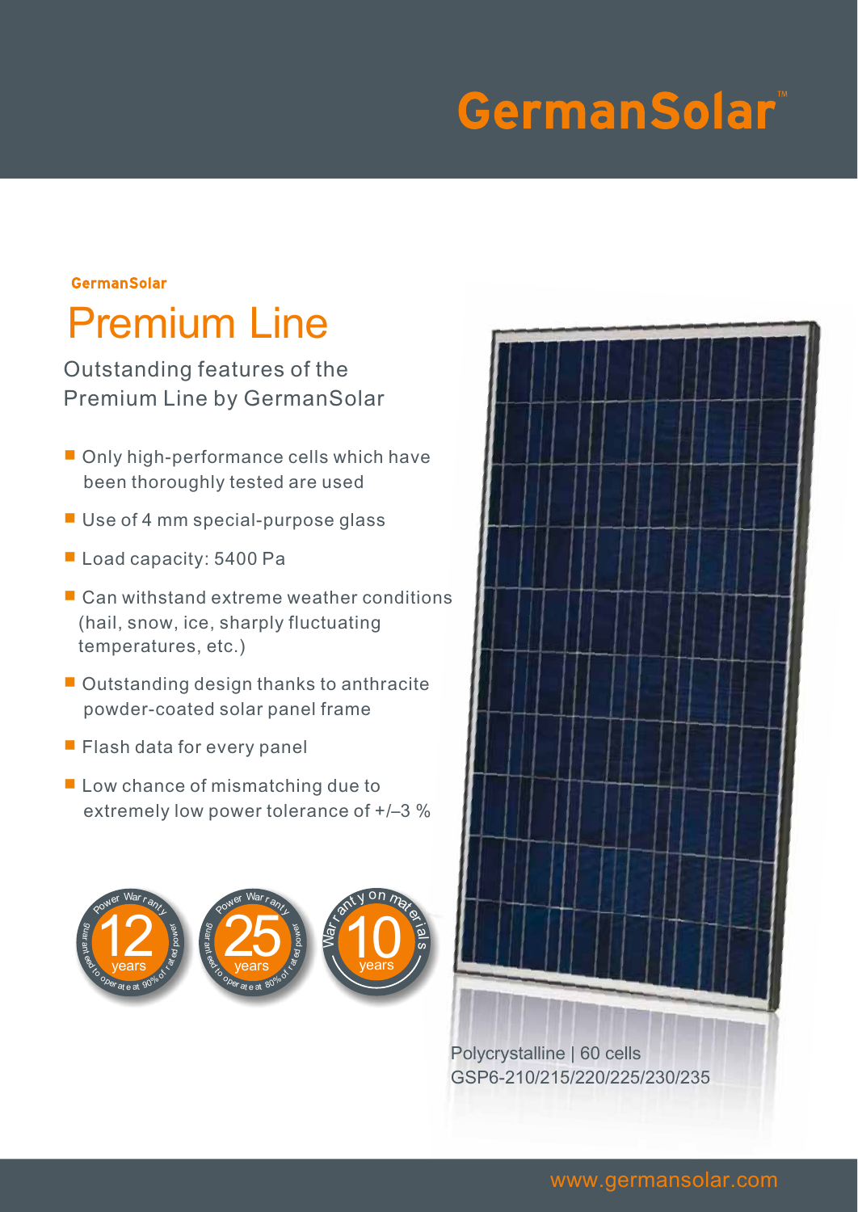# GermanSolar™

GermanSolar

## Premium Line

### Outstanding features of the Premium Line by GermanSolar

- Only high-performance cells which have been thoroughly tested are used
- Use of 4 mm special-purpose glass
- Load capacity: 5400 Pa
- Can withstand extreme weather conditions (hail, snow, ice, sharply fluctuating temperatures, etc.)
- Outstanding design thanks to anthracite powder-coated solar panel frame
- Flash data for every panel
- Low chance of mismatching due to extremely low power tolerance of +/–3 %

Power Warranty 12 years guaranteed to operate at 90% of rated power

Power Warranty 25 years guaranteed to operate at 80% of rated power

Warranty on materials 10 years

Polycrystalline | 60 cells
GSP6-210/215/220/225/230/235

www.germansolar.com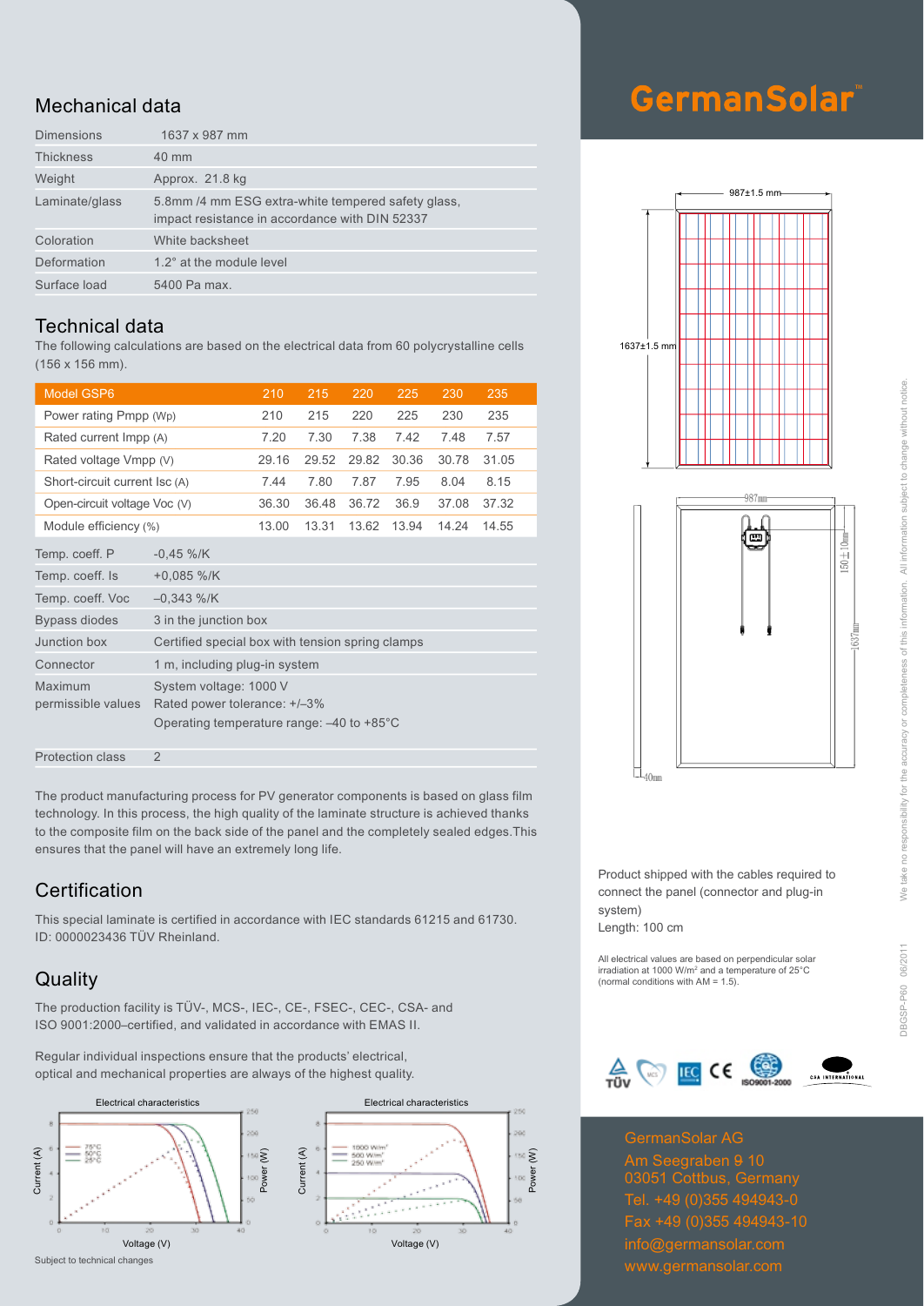## Mechanical data

| | |
|---|---|
| Dimensions | 1637 x 987 mm |
| Thickness | 40 mm |
| Weight | Approx. 21.8 kg |
| Laminate/glass | 5.8mm /4 mm ESG extra-white tempered safety glass, impact resistance in accordance with DIN 52337 |
| Coloration | White backsheet |
| Deformation | 1.2° at the module level |
| Surface load | 5400 Pa max. |

## Technical data

The following calculations are based on the electrical data from 60 polycrystalline cells (156 x 156 mm).

| Model GSP6 | 210 | 215 | 220 | 225 | 230 | 235 |
|---|---|---|---|---|---|---|
| Power rating Pmpp (Wp) | 210 | 215 | 220 | 225 | 230 | 235 |
| Rated current Impp (A) | 7.20 | 7.30 | 7.38 | 7.42 | 7.48 | 7.57 |
| Rated voltage Vmpp (V) | 29.16 | 29.52 | 29.82 | 30.36 | 30.78 | 31.05 |
| Short-circuit current Isc (A) | 7.44 | 7.80 | 7.87 | 7.95 | 8.04 | 8.15 |
| Open-circuit voltage Voc (V) | 36.30 | 36.48 | 36.72 | 36.9 | 37.08 | 37.32 |
| Module efficiency (%) | 13.00 | 13.31 | 13.62 | 13.94 | 14.24 | 14.55 |

| | |
|---|---|
| Temp. coeff. P | -0,45 %/K |
| Temp. coeff. Is | +0,085 %/K |
| Temp. coeff. Voc | –0,343 %/K |
| Bypass diodes | 3 in the junction box |
| Junction box | Certified special box with tension spring clamps |
| Connector | 1 m, including plug-in system |
| Maximum permissible values | System voltage: 1000 V<br>Rated power tolerance: +/–3%<br>Operating temperature range: –40 to +85°C |
| Protection class | 2 |

The product manufacturing process for PV generator components is based on glass film technology. In this process, the high quality of the laminate structure is achieved thanks to the composite film on the back side of the panel and the completely sealed edges.This ensures that the panel will have an extremely long life.

## Certification

This special laminate is certified in accordance with IEC standards 61215 and 61730. ID: 0000023436 TÜV Rheinland.

## Quality

The production facility is TÜV-, MCS-, IEC-, CE-, FSEC-, CEC-, CSA- and ISO 9001:2000–certified, and validated in accordance with EMAS II.

Regular individual inspections ensure that the products' electrical, optical and mechanical properties are always of the highest quality.

Electrical characteristics

Current (A) Power (W) Voltage (V)

75°C
50°C
25°C

Electrical characteristics

Current (A) Power (W) Voltage (V)

1000 W/m²
500 W/m²
250 W/m²

Subject to technical changes

# GermanSolar™

987±1.5 mm

1637±1.5 mm

987mm

150±10mm

1637mm

40mm

Product shipped with the cables required to connect the panel (connector and plug-in system)
Length: 100 cm

All electrical values are based on perpendicular solar irradiation at 1000 W/m² and a temperature of 25°C (normal conditions with AM = 1.5).

GermanSolar AG
Am Seegraben 9 10
03051 Cottbus, Germany
Tel. +49 (0)355 494943-0
Fax +49 (0)355 494943-10
info@germansolar.com
www.germansolar.com

We take no responsibility for the accuracy or completeness of this information. All information subject to change without notice.

DBGSP-P60 06/2011